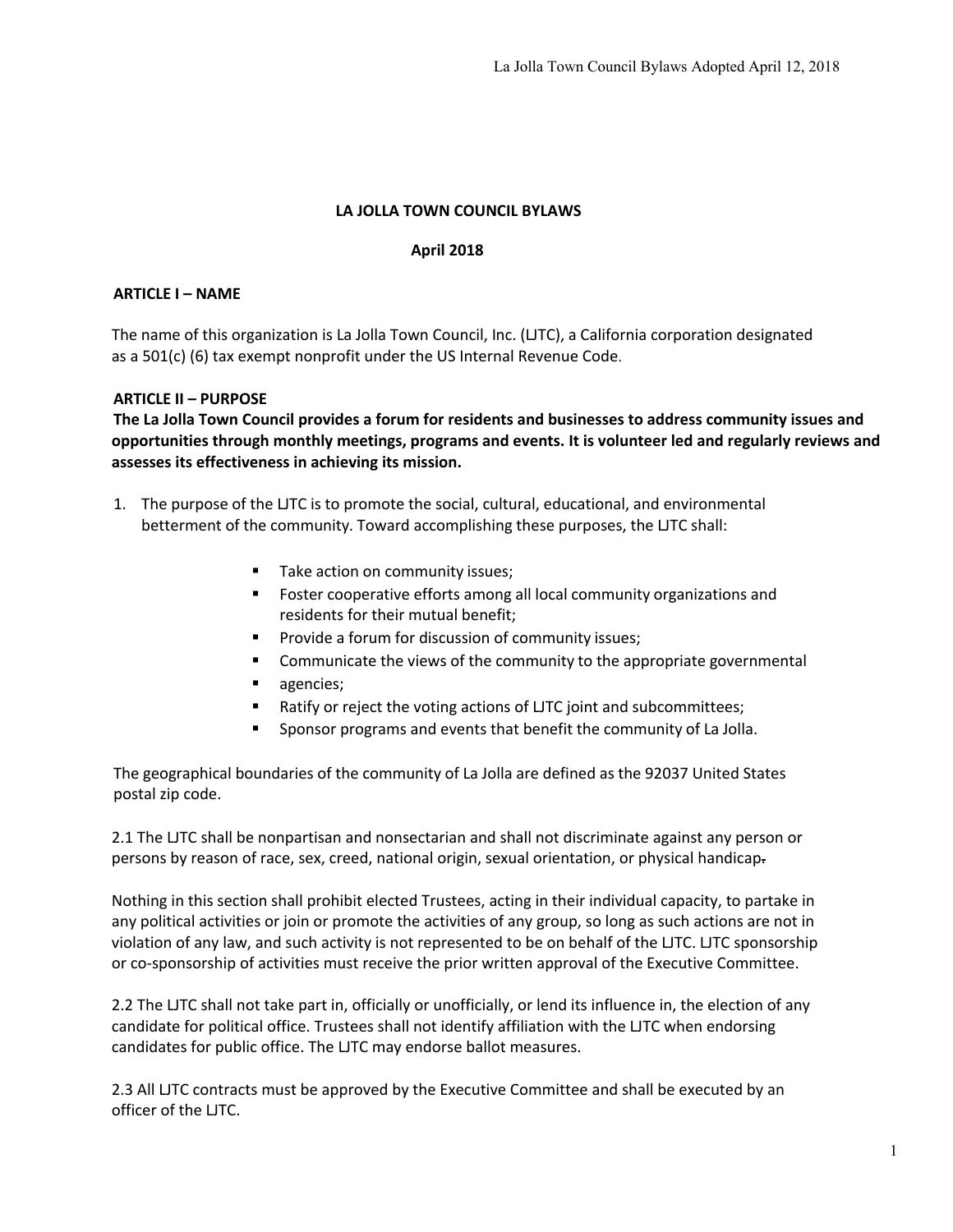# LA JOLLA TOWN COUNCIL BYLAWS

**April 2018**

## ARTICLE I – NAME

The name of this organization is La Jolla Town Council, Inc. (LJTC), a California corporation designated as a 501(c) (6) tax exempt nonprofit under the US Internal Revenue Code.

## ARTICLE II – PURPOSE

**The La Jolla Town Council provides a forum for residents and businesses to address community issues and opportunities through monthly meetings, programs and events. It is volunteer led and regularly reviews and assesses its effectiveness in achieving its mission.**

1. The purpose of the LJTC is to promote the social, cultural, educational, and environmental betterment of the community. Toward accomplishing these purposes, the LJTC shall:

   - Take action on community issues;
   - Foster cooperative efforts among all local community organizations and residents for their mutual benefit;
   - Provide a forum for discussion of community issues;
   - Communicate the views of the community to the appropriate governmental
   - agencies;
   - Ratify or reject the voting actions of LJTC joint and subcommittees;
   - Sponsor programs and events that benefit the community of La Jolla.

The geographical boundaries of the community of La Jolla are defined as the 92037 United States postal zip code.

2.1 The LJTC shall be nonpartisan and nonsectarian and shall not discriminate against any person or persons by reason of race, sex, creed, national origin, sexual orientation, or physical handicap.

Nothing in this section shall prohibit elected Trustees, acting in their individual capacity, to partake in any political activities or join or promote the activities of any group, so long as such actions are not in violation of any law, and such activity is not represented to be on behalf of the LJTC. LJTC sponsorship or co-sponsorship of activities must receive the prior written approval of the Executive Committee.

2.2 The LJTC shall not take part in, officially or unofficially, or lend its influence in, the election of any candidate for political office. Trustees shall not identify affiliation with the LJTC when endorsing candidates for public office. The LJTC may endorse ballot measures.

2.3 All LJTC contracts must be approved by the Executive Committee and shall be executed by an officer of the LJTC.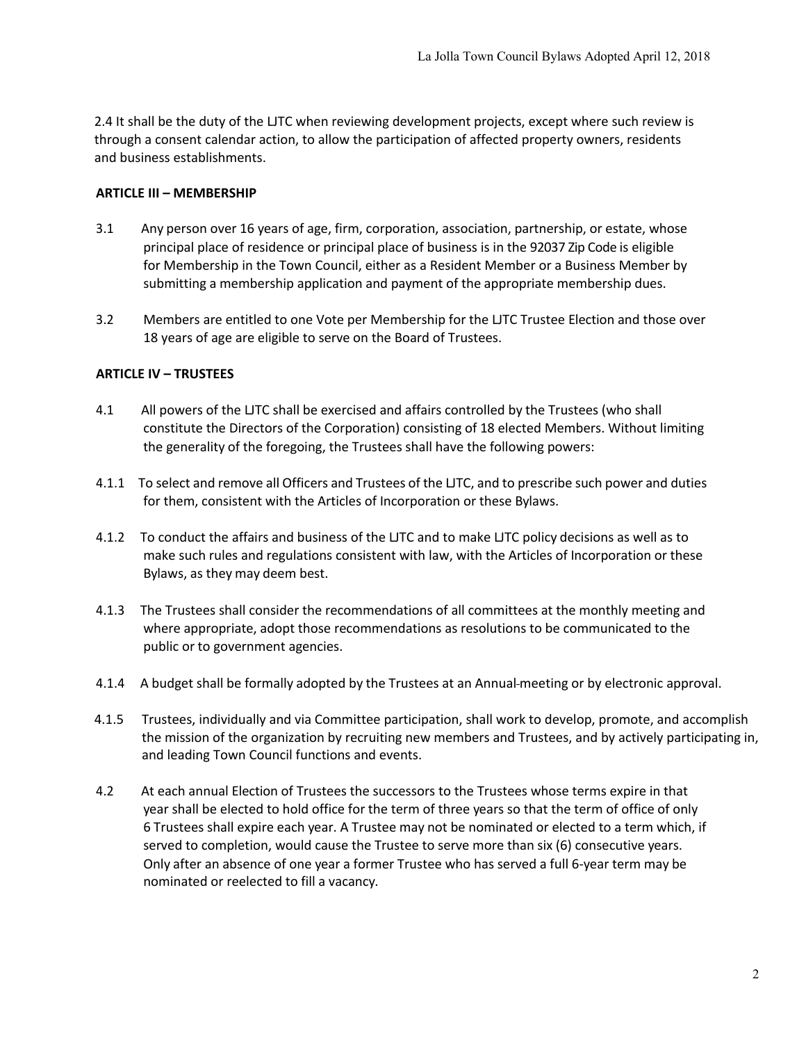2.4 It shall be the duty of the LJTC when reviewing development projects, except where such review is through a consent calendar action, to allow the participation of affected property owners, residents and business establishments.

**ARTICLE III – MEMBERSHIP**

3.1 Any person over 16 years of age, firm, corporation, association, partnership, or estate, whose principal place of residence or principal place of business is in the 92037 Zip Code is eligible for Membership in the Town Council, either as a Resident Member or a Business Member by submitting a membership application and payment of the appropriate membership dues.

3.2 Members are entitled to one Vote per Membership for the LJTC Trustee Election and those over 18 years of age are eligible to serve on the Board of Trustees.

**ARTICLE IV – TRUSTEES**

4.1 All powers of the LJTC shall be exercised and affairs controlled by the Trustees (who shall constitute the Directors of the Corporation) consisting of 18 elected Members. Without limiting the generality of the foregoing, the Trustees shall have the following powers:

4.1.1 To select and remove all Officers and Trustees of the LJTC, and to prescribe such power and duties for them, consistent with the Articles of Incorporation or these Bylaws.

4.1.2 To conduct the affairs and business of the LJTC and to make LJTC policy decisions as well as to make such rules and regulations consistent with law, with the Articles of Incorporation or these Bylaws, as they may deem best.

4.1.3 The Trustees shall consider the recommendations of all committees at the monthly meeting and where appropriate, adopt those recommendations as resolutions to be communicated to the public or to government agencies.

4.1.4 A budget shall be formally adopted by the Trustees at an Annual-meeting or by electronic approval.

4.1.5 Trustees, individually and via Committee participation, shall work to develop, promote, and accomplish the mission of the organization by recruiting new members and Trustees, and by actively participating in, and leading Town Council functions and events.

4.2 At each annual Election of Trustees the successors to the Trustees whose terms expire in that year shall be elected to hold office for the term of three years so that the term of office of only 6 Trustees shall expire each year. A Trustee may not be nominated or elected to a term which, if served to completion, would cause the Trustee to serve more than six (6) consecutive years. Only after an absence of one year a former Trustee who has served a full 6-year term may be nominated or reelected to fill a vacancy.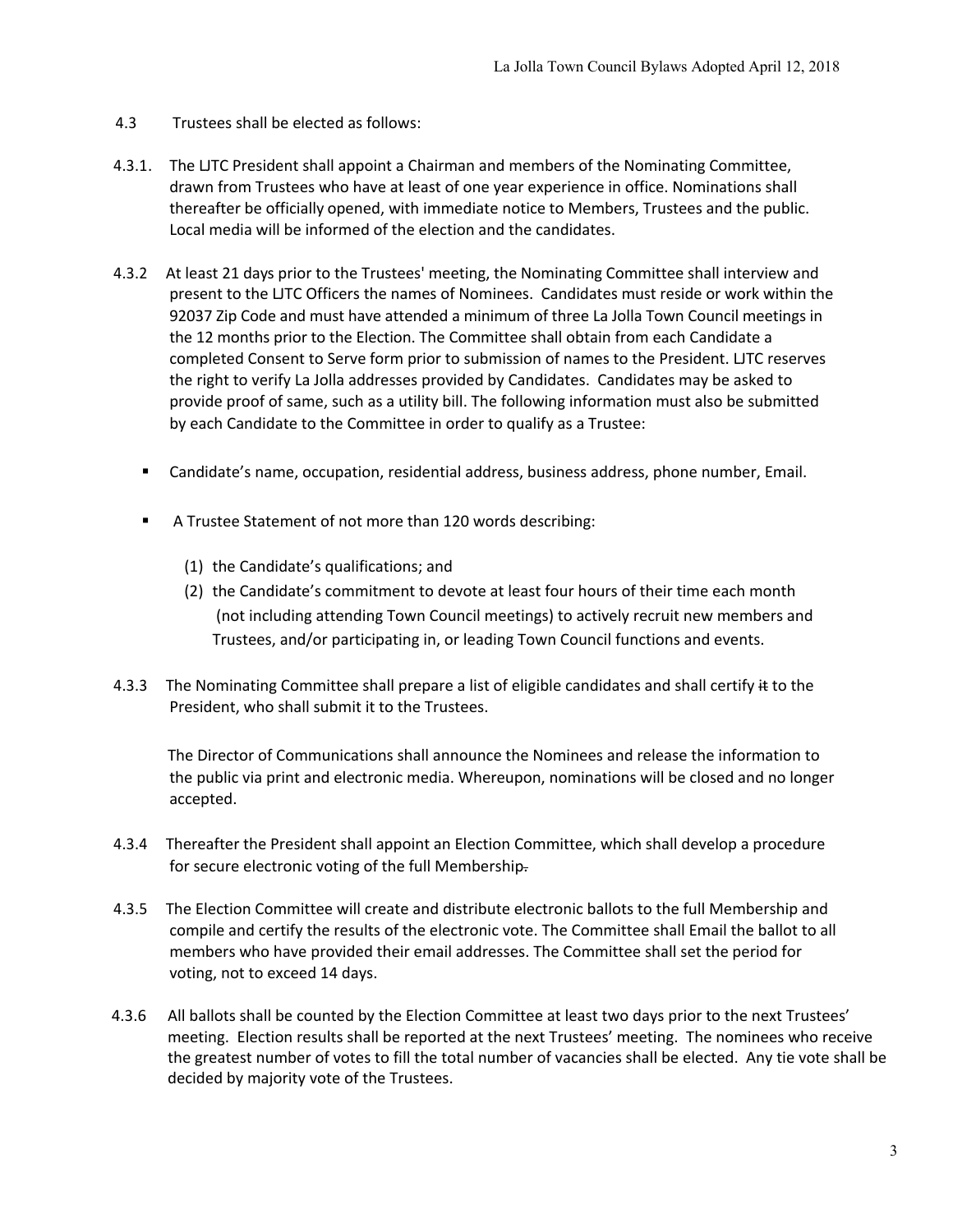4.3 Trustees shall be elected as follows:

4.3.1. The LJTC President shall appoint a Chairman and members of the Nominating Committee, drawn from Trustees who have at least of one year experience in office. Nominations shall thereafter be officially opened, with immediate notice to Members, Trustees and the public. Local media will be informed of the election and the candidates.

4.3.2 At least 21 days prior to the Trustees' meeting, the Nominating Committee shall interview and present to the LJTC Officers the names of Nominees. Candidates must reside or work within the 92037 Zip Code and must have attended a minimum of three La Jolla Town Council meetings in the 12 months prior to the Election. The Committee shall obtain from each Candidate a completed Consent to Serve form prior to submission of names to the President. LJTC reserves the right to verify La Jolla addresses provided by Candidates. Candidates may be asked to provide proof of same, such as a utility bill. The following information must also be submitted by each Candidate to the Committee in order to qualify as a Trustee:

- Candidate's name, occupation, residential address, business address, phone number, Email.
- A Trustee Statement of not more than 120 words describing:
  1. the Candidate's qualifications; and
  2. the Candidate's commitment to devote at least four hours of their time each month (not including attending Town Council meetings) to actively recruit new members and Trustees, and/or participating in, or leading Town Council functions and events.

4.3.3 The Nominating Committee shall prepare a list of eligible candidates and shall certify ~~it~~ to the President, who shall submit it to the Trustees.

The Director of Communications shall announce the Nominees and release the information to the public via print and electronic media. Whereupon, nominations will be closed and no longer accepted.

4.3.4 Thereafter the President shall appoint an Election Committee, which shall develop a procedure for secure electronic voting of the full Membership~~.~~

4.3.5 The Election Committee will create and distribute electronic ballots to the full Membership and compile and certify the results of the electronic vote. The Committee shall Email the ballot to all members who have provided their email addresses. The Committee shall set the period for voting, not to exceed 14 days.

4.3.6 All ballots shall be counted by the Election Committee at least two days prior to the next Trustees' meeting. Election results shall be reported at the next Trustees' meeting. The nominees who receive the greatest number of votes to fill the total number of vacancies shall be elected. Any tie vote shall be decided by majority vote of the Trustees.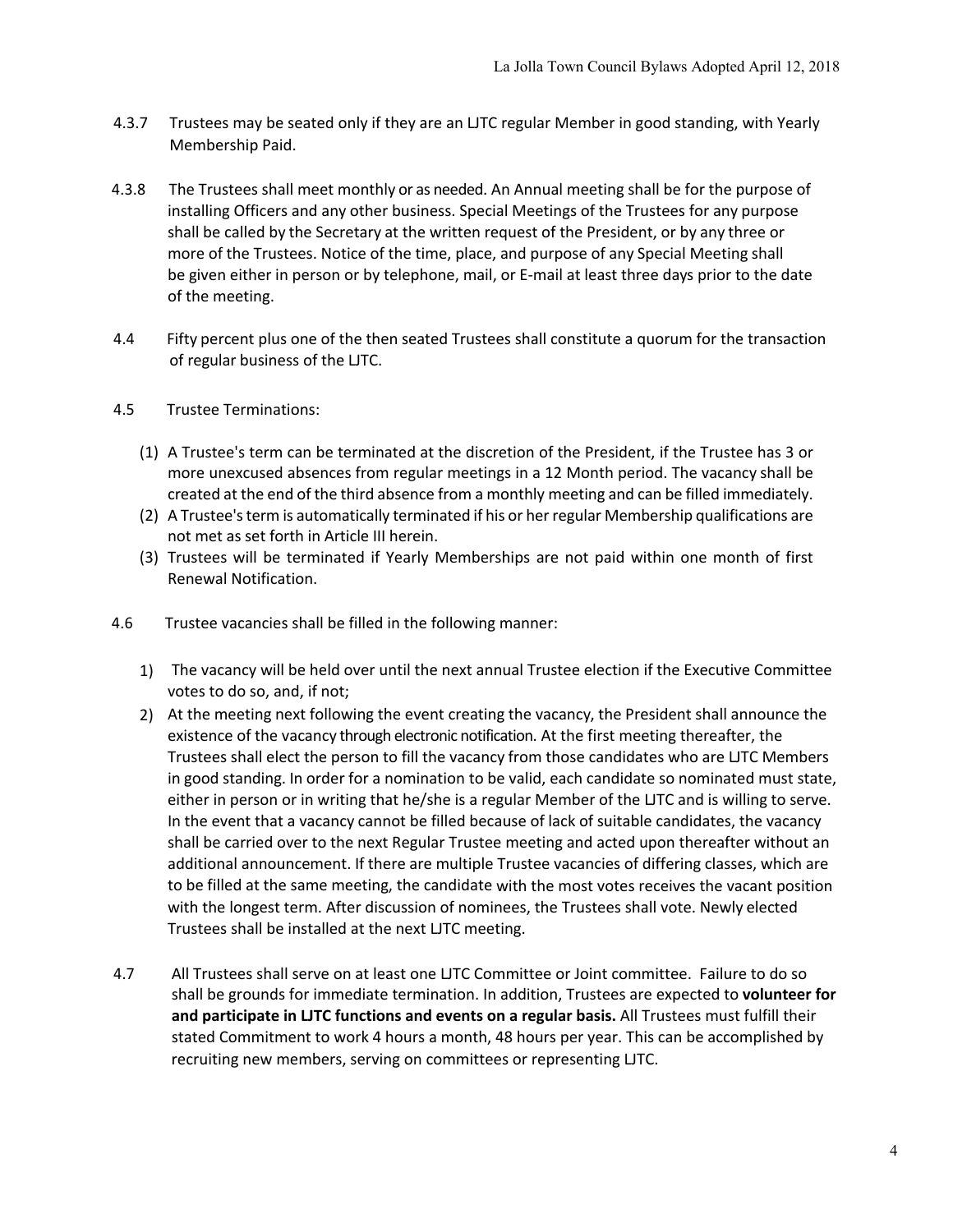4.3.7 Trustees may be seated only if they are an LJTC regular Member in good standing, with Yearly Membership Paid.

4.3.8 The Trustees shall meet monthly or as needed. An Annual meeting shall be for the purpose of installing Officers and any other business. Special Meetings of the Trustees for any purpose shall be called by the Secretary at the written request of the President, or by any three or more of the Trustees. Notice of the time, place, and purpose of any Special Meeting shall be given either in person or by telephone, mail, or E-mail at least three days prior to the date of the meeting.

4.4 Fifty percent plus one of the then seated Trustees shall constitute a quorum for the transaction of regular business of the LJTC.

4.5 Trustee Terminations:

(1) A Trustee's term can be terminated at the discretion of the President, if the Trustee has 3 or more unexcused absences from regular meetings in a 12 Month period. The vacancy shall be created at the end of the third absence from a monthly meeting and can be filled immediately.
(2) A Trustee's term is automatically terminated if his or her regular Membership qualifications are not met as set forth in Article III herein.
(3) Trustees will be terminated if Yearly Memberships are not paid within one month of first Renewal Notification.

4.6 Trustee vacancies shall be filled in the following manner:

1) The vacancy will be held over until the next annual Trustee election if the Executive Committee votes to do so, and, if not;
2) At the meeting next following the event creating the vacancy, the President shall announce the existence of the vacancy through electronic notification. At the first meeting thereafter, the Trustees shall elect the person to fill the vacancy from those candidates who are LJTC Members in good standing. In order for a nomination to be valid, each candidate so nominated must state, either in person or in writing that he/she is a regular Member of the LJTC and is willing to serve. In the event that a vacancy cannot be filled because of lack of suitable candidates, the vacancy shall be carried over to the next Regular Trustee meeting and acted upon thereafter without an additional announcement. If there are multiple Trustee vacancies of differing classes, which are to be filled at the same meeting, the candidate with the most votes receives the vacant position with the longest term. After discussion of nominees, the Trustees shall vote. Newly elected Trustees shall be installed at the next LJTC meeting.

4.7 All Trustees shall serve on at least one LJTC Committee or Joint committee. Failure to do so shall be grounds for immediate termination. In addition, Trustees are expected to **volunteer for and participate in LJTC functions and events on a regular basis.** All Trustees must fulfill their stated Commitment to work 4 hours a month, 48 hours per year. This can be accomplished by recruiting new members, serving on committees or representing LJTC.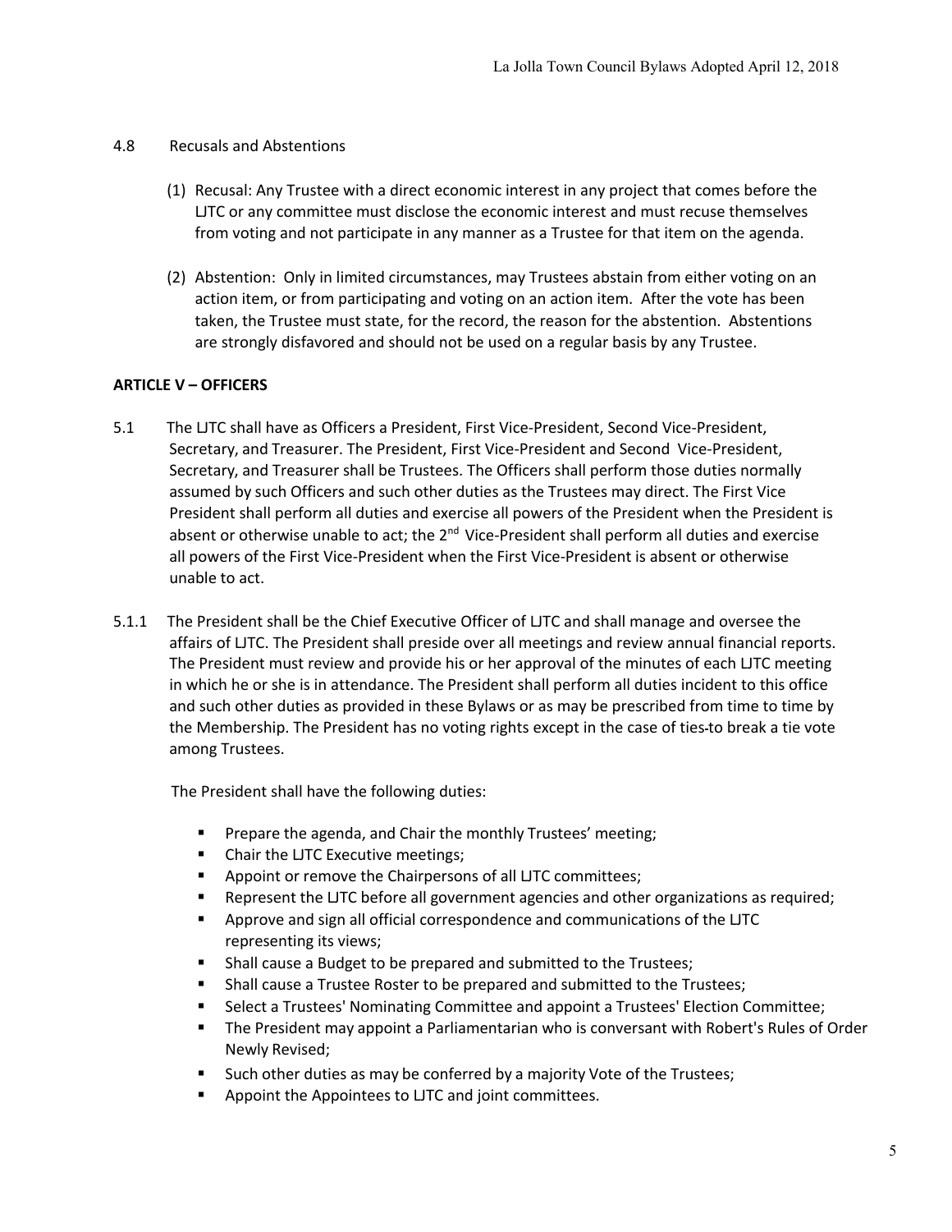4.8 Recusals and Abstentions

(1) Recusal: Any Trustee with a direct economic interest in any project that comes before the LJTC or any committee must disclose the economic interest and must recuse themselves from voting and not participate in any manner as a Trustee for that item on the agenda.

(2) Abstention: Only in limited circumstances, may Trustees abstain from either voting on an action item, or from participating and voting on an action item. After the vote has been taken, the Trustee must state, for the record, the reason for the abstention. Abstentions are strongly disfavored and should not be used on a regular basis by any Trustee.

## ARTICLE V – OFFICERS

5.1 The LJTC shall have as Officers a President, First Vice-President, Second Vice-President, Secretary, and Treasurer. The President, First Vice-President and Second Vice-President, Secretary, and Treasurer shall be Trustees. The Officers shall perform those duties normally assumed by such Officers and such other duties as the Trustees may direct. The First Vice President shall perform all duties and exercise all powers of the President when the President is absent or otherwise unable to act; the 2nd Vice-President shall perform all duties and exercise all powers of the First Vice-President when the First Vice-President is absent or otherwise unable to act.

5.1.1 The President shall be the Chief Executive Officer of LJTC and shall manage and oversee the affairs of LJTC. The President shall preside over all meetings and review annual financial reports. The President must review and provide his or her approval of the minutes of each LJTC meeting in which he or she is in attendance. The President shall perform all duties incident to this office and such other duties as provided in these Bylaws or as may be prescribed from time to time by the Membership. The President has no voting rights except in the case of ties-to break a tie vote among Trustees.

The President shall have the following duties:

- Prepare the agenda, and Chair the monthly Trustees' meeting;
- Chair the LJTC Executive meetings;
- Appoint or remove the Chairpersons of all LJTC committees;
- Represent the LJTC before all government agencies and other organizations as required;
- Approve and sign all official correspondence and communications of the LJTC representing its views;
- Shall cause a Budget to be prepared and submitted to the Trustees;
- Shall cause a Trustee Roster to be prepared and submitted to the Trustees;
- Select a Trustees' Nominating Committee and appoint a Trustees' Election Committee;
- The President may appoint a Parliamentarian who is conversant with Robert's Rules of Order Newly Revised;
- Such other duties as may be conferred by a majority Vote of the Trustees;
- Appoint the Appointees to LJTC and joint committees.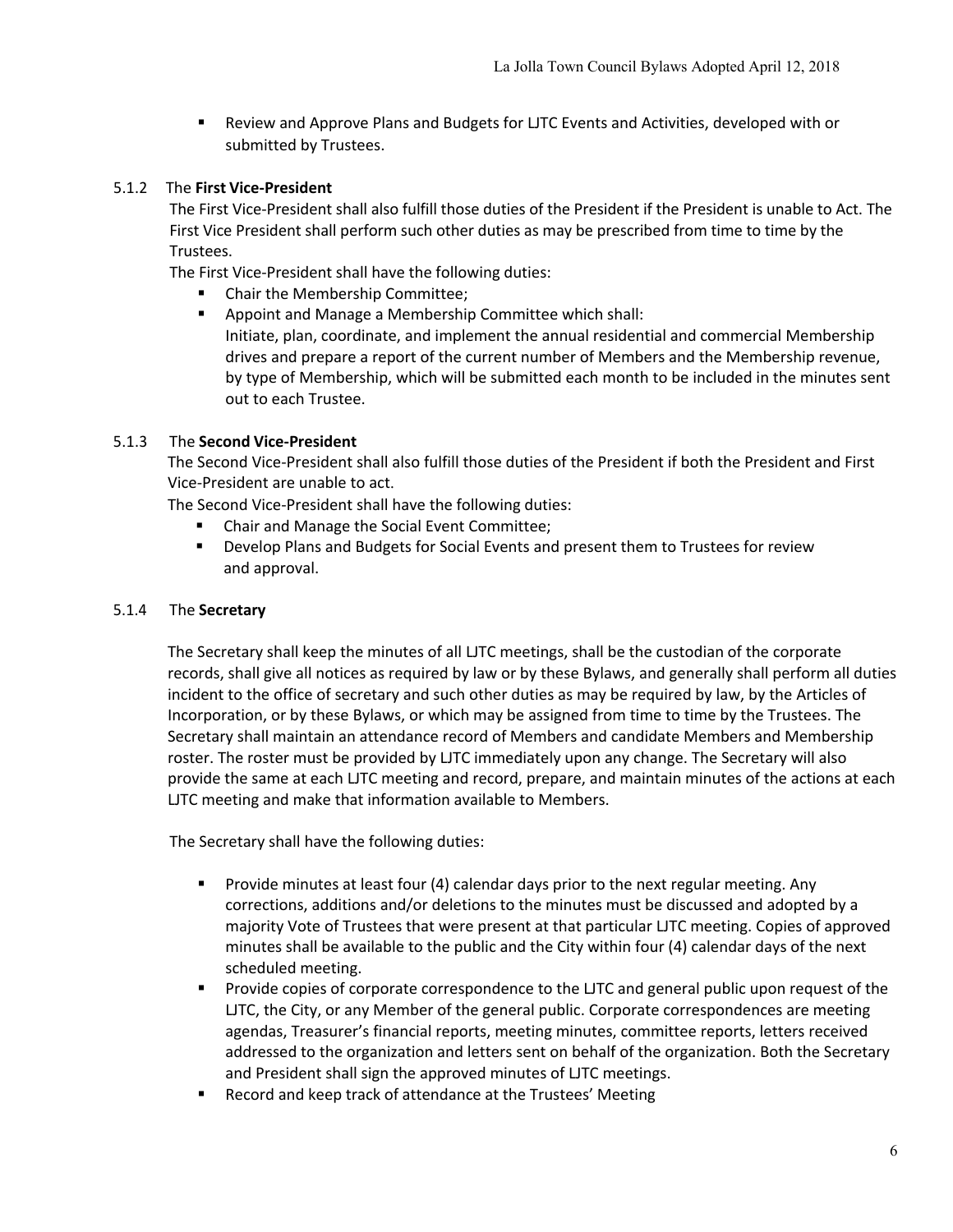- Review and Approve Plans and Budgets for LJTC Events and Activities, developed with or submitted by Trustees.

5.1.2 The **First Vice-President**

The First Vice-President shall also fulfill those duties of the President if the President is unable to Act. The First Vice President shall perform such other duties as may be prescribed from time to time by the Trustees.

The First Vice-President shall have the following duties:

- Chair the Membership Committee;
- Appoint and Manage a Membership Committee which shall:
  Initiate, plan, coordinate, and implement the annual residential and commercial Membership drives and prepare a report of the current number of Members and the Membership revenue, by type of Membership, which will be submitted each month to be included in the minutes sent out to each Trustee.

5.1.3 The **Second Vice-President**

The Second Vice-President shall also fulfill those duties of the President if both the President and First Vice-President are unable to act.

The Second Vice-President shall have the following duties:

- Chair and Manage the Social Event Committee;
- Develop Plans and Budgets for Social Events and present them to Trustees for review and approval.

5.1.4 The **Secretary**

The Secretary shall keep the minutes of all LJTC meetings, shall be the custodian of the corporate records, shall give all notices as required by law or by these Bylaws, and generally shall perform all duties incident to the office of secretary and such other duties as may be required by law, by the Articles of Incorporation, or by these Bylaws, or which may be assigned from time to time by the Trustees. The Secretary shall maintain an attendance record of Members and candidate Members and Membership roster. The roster must be provided by LJTC immediately upon any change. The Secretary will also provide the same at each LJTC meeting and record, prepare, and maintain minutes of the actions at each LJTC meeting and make that information available to Members.

The Secretary shall have the following duties:

- Provide minutes at least four (4) calendar days prior to the next regular meeting. Any corrections, additions and/or deletions to the minutes must be discussed and adopted by a majority Vote of Trustees that were present at that particular LJTC meeting. Copies of approved minutes shall be available to the public and the City within four (4) calendar days of the next scheduled meeting.
- Provide copies of corporate correspondence to the LJTC and general public upon request of the LJTC, the City, or any Member of the general public. Corporate correspondences are meeting agendas, Treasurer's financial reports, meeting minutes, committee reports, letters received addressed to the organization and letters sent on behalf of the organization. Both the Secretary and President shall sign the approved minutes of LJTC meetings.
- Record and keep track of attendance at the Trustees' Meeting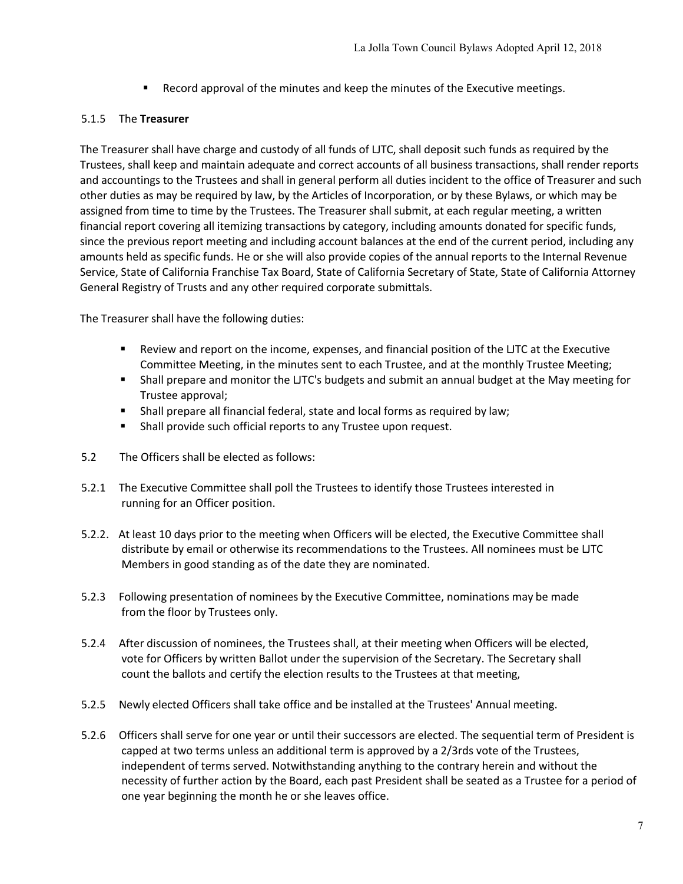- Record approval of the minutes and keep the minutes of the Executive meetings.

### 5.1.5 The **Treasurer**

The Treasurer shall have charge and custody of all funds of LJTC, shall deposit such funds as required by the Trustees, shall keep and maintain adequate and correct accounts of all business transactions, shall render reports and accountings to the Trustees and shall in general perform all duties incident to the office of Treasurer and such other duties as may be required by law, by the Articles of Incorporation, or by these Bylaws, or which may be assigned from time to time by the Trustees. The Treasurer shall submit, at each regular meeting, a written financial report covering all itemizing transactions by category, including amounts donated for specific funds, since the previous report meeting and including account balances at the end of the current period, including any amounts held as specific funds. He or she will also provide copies of the annual reports to the Internal Revenue Service, State of California Franchise Tax Board, State of California Secretary of State, State of California Attorney General Registry of Trusts and any other required corporate submittals.

The Treasurer shall have the following duties:

- Review and report on the income, expenses, and financial position of the LJTC at the Executive Committee Meeting, in the minutes sent to each Trustee, and at the monthly Trustee Meeting;
- Shall prepare and monitor the LJTC's budgets and submit an annual budget at the May meeting for Trustee approval;
- Shall prepare all financial federal, state and local forms as required by law;
- Shall provide such official reports to any Trustee upon request.

5.2 The Officers shall be elected as follows:

5.2.1 The Executive Committee shall poll the Trustees to identify those Trustees interested in running for an Officer position.

5.2.2. At least 10 days prior to the meeting when Officers will be elected, the Executive Committee shall distribute by email or otherwise its recommendations to the Trustees. All nominees must be LJTC Members in good standing as of the date they are nominated.

5.2.3 Following presentation of nominees by the Executive Committee, nominations may be made from the floor by Trustees only.

5.2.4 After discussion of nominees, the Trustees shall, at their meeting when Officers will be elected, vote for Officers by written Ballot under the supervision of the Secretary. The Secretary shall count the ballots and certify the election results to the Trustees at that meeting,

5.2.5 Newly elected Officers shall take office and be installed at the Trustees' Annual meeting.

5.2.6 Officers shall serve for one year or until their successors are elected. The sequential term of President is capped at two terms unless an additional term is approved by a 2/3rds vote of the Trustees, independent of terms served. Notwithstanding anything to the contrary herein and without the necessity of further action by the Board, each past President shall be seated as a Trustee for a period of one year beginning the month he or she leaves office.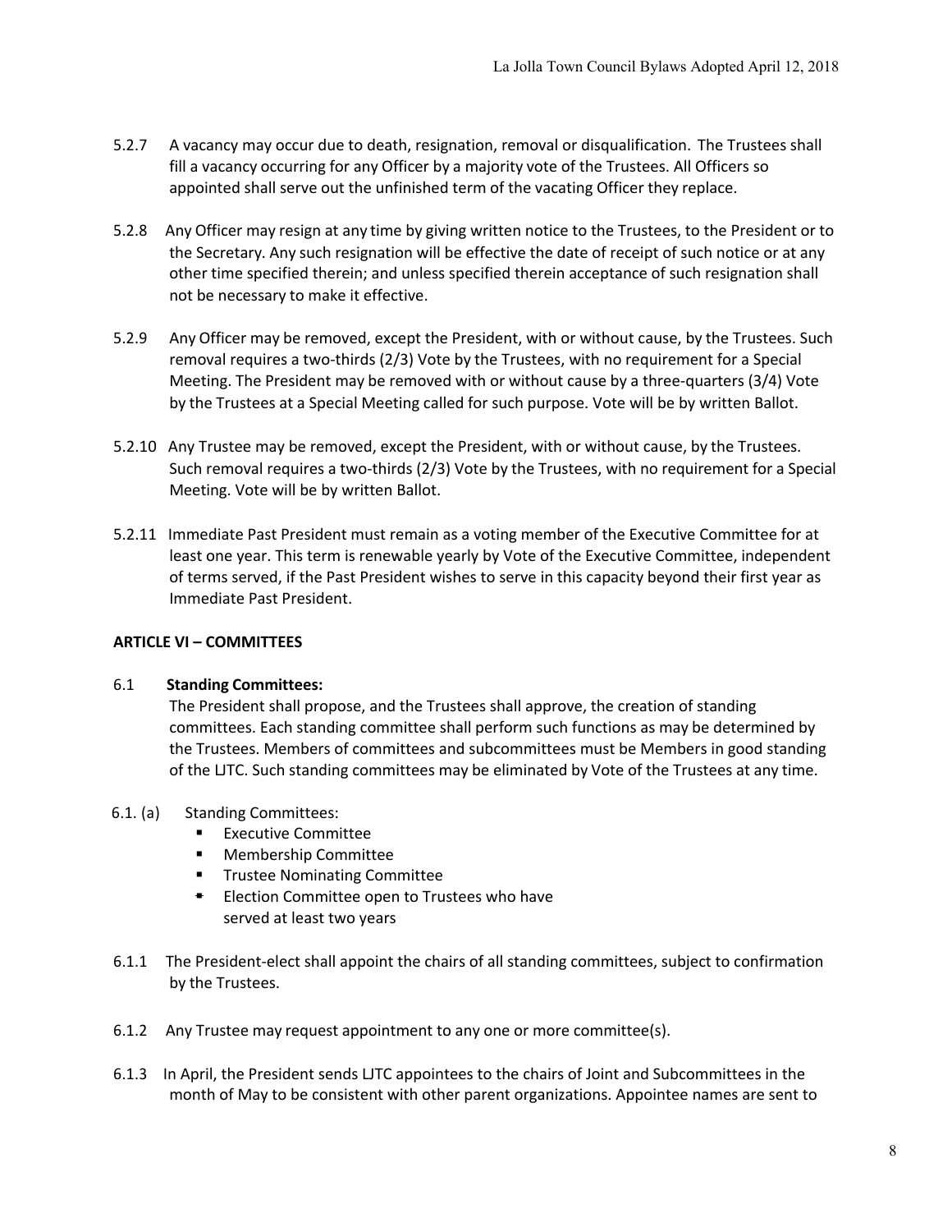5.2.7 A vacancy may occur due to death, resignation, removal or disqualification. The Trustees shall fill a vacancy occurring for any Officer by a majority vote of the Trustees. All Officers so appointed shall serve out the unfinished term of the vacating Officer they replace.

5.2.8 Any Officer may resign at any time by giving written notice to the Trustees, to the President or to the Secretary. Any such resignation will be effective the date of receipt of such notice or at any other time specified therein; and unless specified therein acceptance of such resignation shall not be necessary to make it effective.

5.2.9 Any Officer may be removed, except the President, with or without cause, by the Trustees. Such removal requires a two-thirds (2/3) Vote by the Trustees, with no requirement for a Special Meeting. The President may be removed with or without cause by a three-quarters (3/4) Vote by the Trustees at a Special Meeting called for such purpose. Vote will be by written Ballot.

5.2.10 Any Trustee may be removed, except the President, with or without cause, by the Trustees. Such removal requires a two-thirds (2/3) Vote by the Trustees, with no requirement for a Special Meeting. Vote will be by written Ballot.

5.2.11 Immediate Past President must remain as a voting member of the Executive Committee for at least one year. This term is renewable yearly by Vote of the Executive Committee, independent of terms served, if the Past President wishes to serve in this capacity beyond their first year as Immediate Past President.

## ARTICLE VI – COMMITTEES

6.1 **Standing Committees:**

The President shall propose, and the Trustees shall approve, the creation of standing committees. Each standing committee shall perform such functions as may be determined by the Trustees. Members of committees and subcommittees must be Members in good standing of the LJTC. Such standing committees may be eliminated by Vote of the Trustees at any time.

6.1. (a) Standing Committees:

- Executive Committee
- Membership Committee
- Trustee Nominating Committee
- Election Committee open to Trustees who have served at least two years

6.1.1 The President-elect shall appoint the chairs of all standing committees, subject to confirmation by the Trustees.

6.1.2 Any Trustee may request appointment to any one or more committee(s).

6.1.3 In April, the President sends LJTC appointees to the chairs of Joint and Subcommittees in the month of May to be consistent with other parent organizations. Appointee names are sent to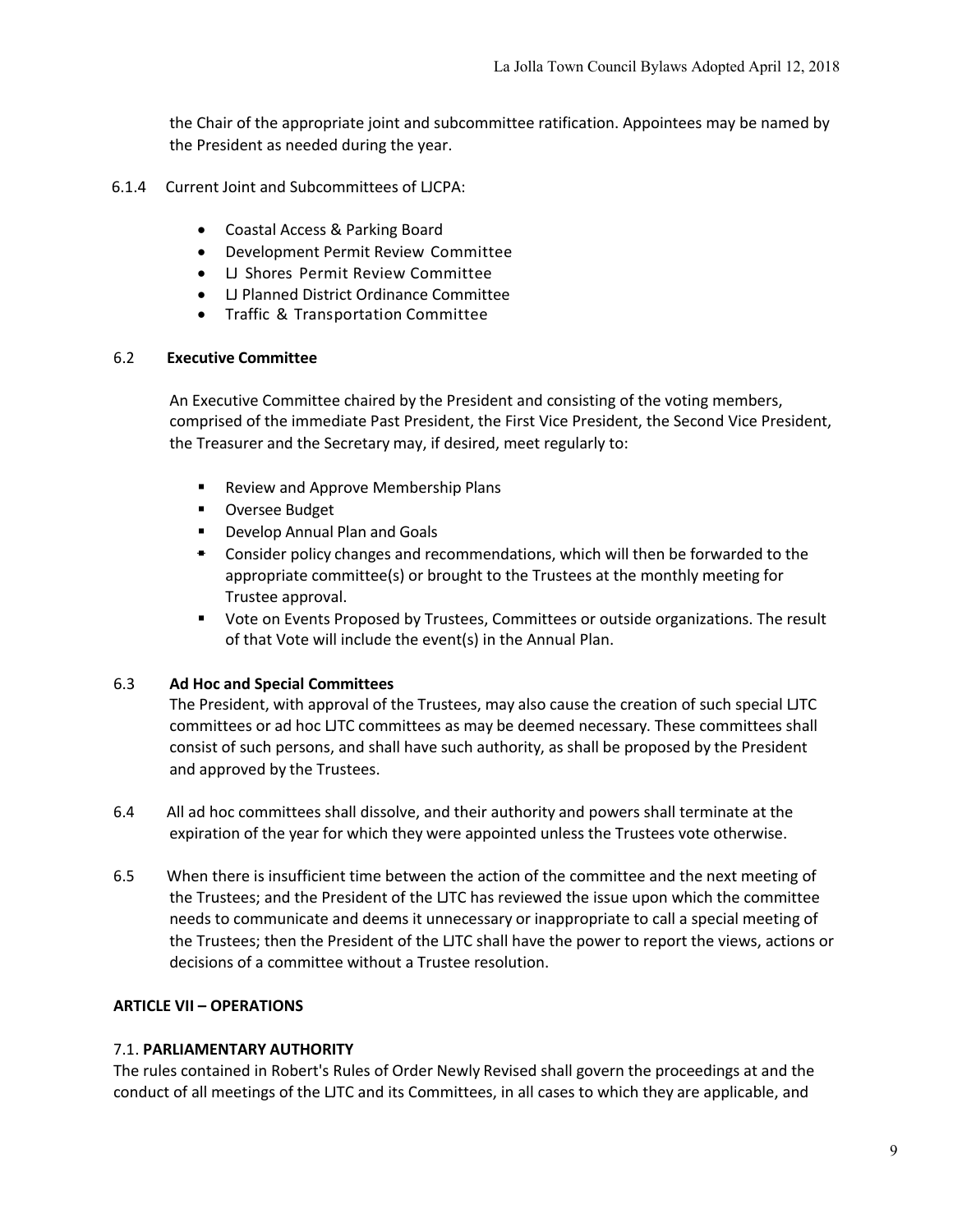the Chair of the appropriate joint and subcommittee ratification. Appointees may be named by the President as needed during the year.

6.1.4 Current Joint and Subcommittees of LJCPA:

- Coastal Access & Parking Board
- Development Permit Review Committee
- LJ Shores Permit Review Committee
- LJ Planned District Ordinance Committee
- Traffic & Transportation Committee

6.2 **Executive Committee**

An Executive Committee chaired by the President and consisting of the voting members, comprised of the immediate Past President, the First Vice President, the Second Vice President, the Treasurer and the Secretary may, if desired, meet regularly to:

- Review and Approve Membership Plans
- Oversee Budget
- Develop Annual Plan and Goals
- Consider policy changes and recommendations, which will then be forwarded to the appropriate committee(s) or brought to the Trustees at the monthly meeting for Trustee approval.
- Vote on Events Proposed by Trustees, Committees or outside organizations. The result of that Vote will include the event(s) in the Annual Plan.

6.3 **Ad Hoc and Special Committees**

The President, with approval of the Trustees, may also cause the creation of such special LJTC committees or ad hoc LJTC committees as may be deemed necessary. These committees shall consist of such persons, and shall have such authority, as shall be proposed by the President and approved by the Trustees.

6.4 All ad hoc committees shall dissolve, and their authority and powers shall terminate at the expiration of the year for which they were appointed unless the Trustees vote otherwise.

6.5 When there is insufficient time between the action of the committee and the next meeting of the Trustees; and the President of the LJTC has reviewed the issue upon which the committee needs to communicate and deems it unnecessary or inappropriate to call a special meeting of the Trustees; then the President of the LJTC shall have the power to report the views, actions or decisions of a committee without a Trustee resolution.

**ARTICLE VII – OPERATIONS**

7.1. **PARLIAMENTARY AUTHORITY**

The rules contained in Robert's Rules of Order Newly Revised shall govern the proceedings at and the conduct of all meetings of the LJTC and its Committees, in all cases to which they are applicable, and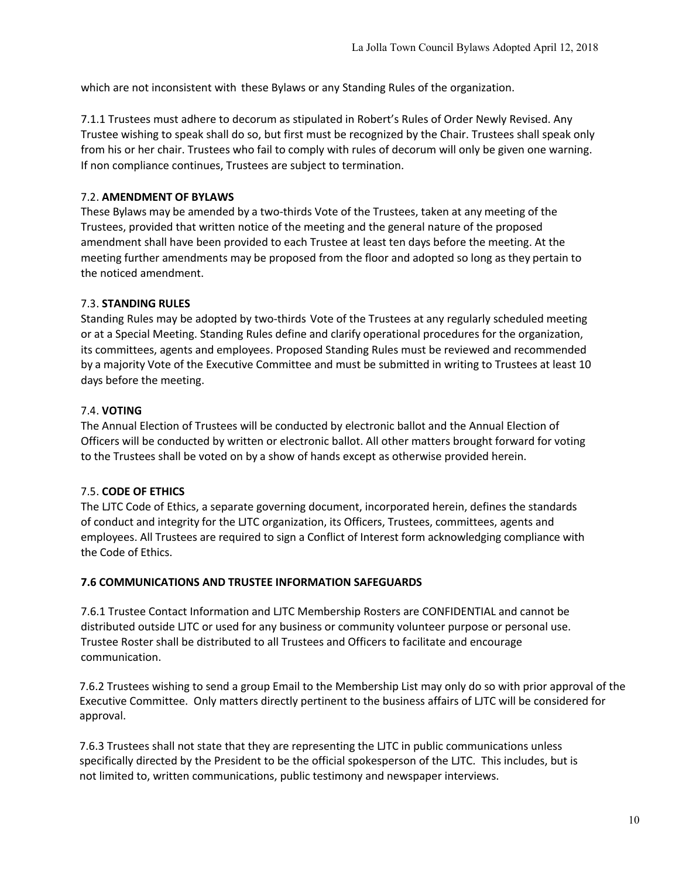which are not inconsistent with these Bylaws or any Standing Rules of the organization.

7.1.1 Trustees must adhere to decorum as stipulated in Robert's Rules of Order Newly Revised. Any Trustee wishing to speak shall do so, but first must be recognized by the Chair. Trustees shall speak only from his or her chair. Trustees who fail to comply with rules of decorum will only be given one warning. If non compliance continues, Trustees are subject to termination.

### 7.2. AMENDMENT OF BYLAWS

These Bylaws may be amended by a two-thirds Vote of the Trustees, taken at any meeting of the Trustees, provided that written notice of the meeting and the general nature of the proposed amendment shall have been provided to each Trustee at least ten days before the meeting. At the meeting further amendments may be proposed from the floor and adopted so long as they pertain to the noticed amendment.

### 7.3. STANDING RULES

Standing Rules may be adopted by two-thirds Vote of the Trustees at any regularly scheduled meeting or at a Special Meeting. Standing Rules define and clarify operational procedures for the organization, its committees, agents and employees. Proposed Standing Rules must be reviewed and recommended by a majority Vote of the Executive Committee and must be submitted in writing to Trustees at least 10 days before the meeting.

### 7.4. VOTING

The Annual Election of Trustees will be conducted by electronic ballot and the Annual Election of Officers will be conducted by written or electronic ballot. All other matters brought forward for voting to the Trustees shall be voted on by a show of hands except as otherwise provided herein.

### 7.5. CODE OF ETHICS

The LJTC Code of Ethics, a separate governing document, incorporated herein, defines the standards of conduct and integrity for the LJTC organization, its Officers, Trustees, committees, agents and employees. All Trustees are required to sign a Conflict of Interest form acknowledging compliance with the Code of Ethics.

### 7.6 COMMUNICATIONS AND TRUSTEE INFORMATION SAFEGUARDS

7.6.1 Trustee Contact Information and LJTC Membership Rosters are CONFIDENTIAL and cannot be distributed outside LJTC or used for any business or community volunteer purpose or personal use. Trustee Roster shall be distributed to all Trustees and Officers to facilitate and encourage communication.

7.6.2 Trustees wishing to send a group Email to the Membership List may only do so with prior approval of the Executive Committee. Only matters directly pertinent to the business affairs of LJTC will be considered for approval.

7.6.3 Trustees shall not state that they are representing the LJTC in public communications unless specifically directed by the President to be the official spokesperson of the LJTC. This includes, but is not limited to, written communications, public testimony and newspaper interviews.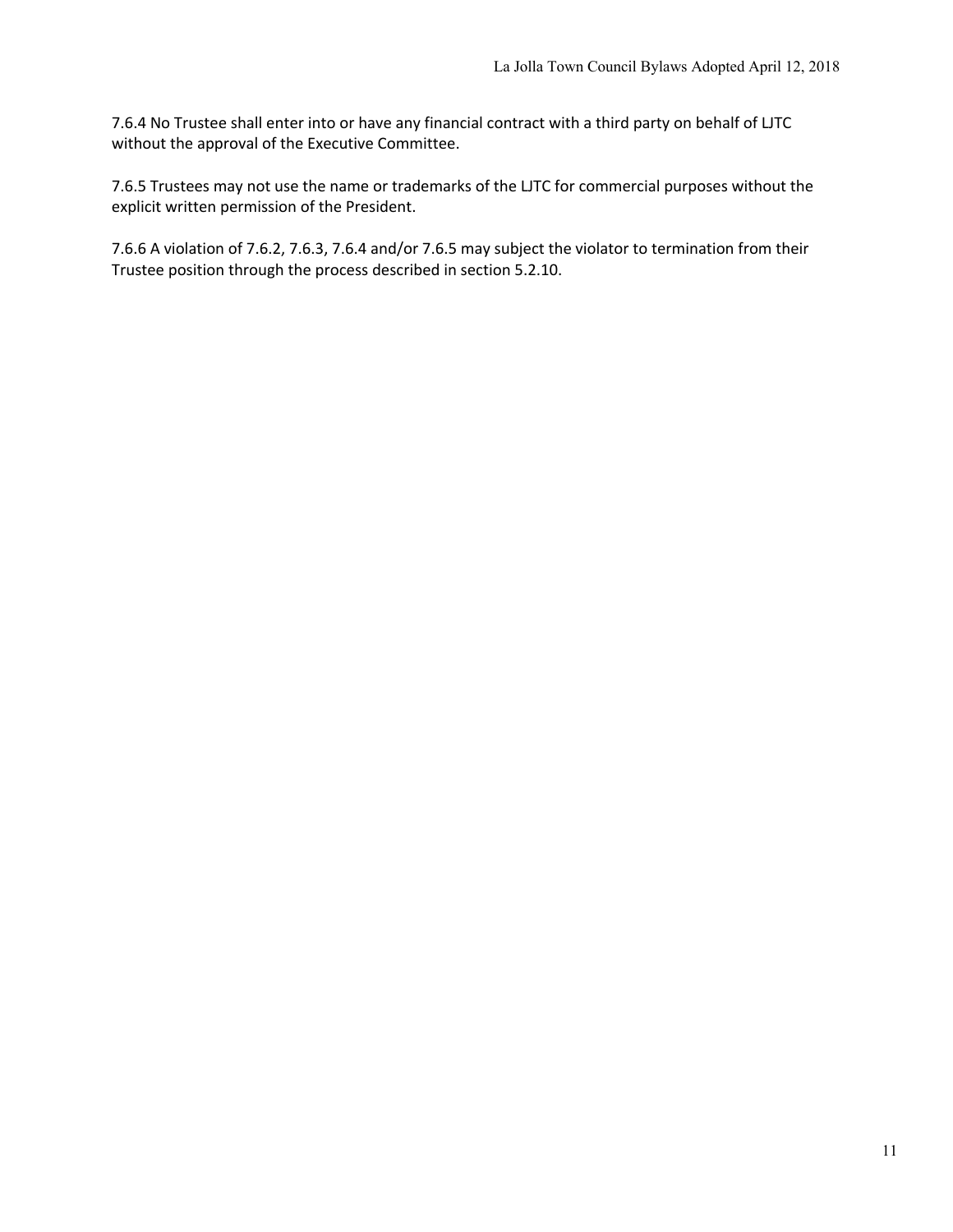7.6.4 No Trustee shall enter into or have any financial contract with a third party on behalf of LJTC without the approval of the Executive Committee.

7.6.5 Trustees may not use the name or trademarks of the LJTC for commercial purposes without the explicit written permission of the President.

7.6.6 A violation of 7.6.2, 7.6.3, 7.6.4 and/or 7.6.5 may subject the violator to termination from their Trustee position through the process described in section 5.2.10.